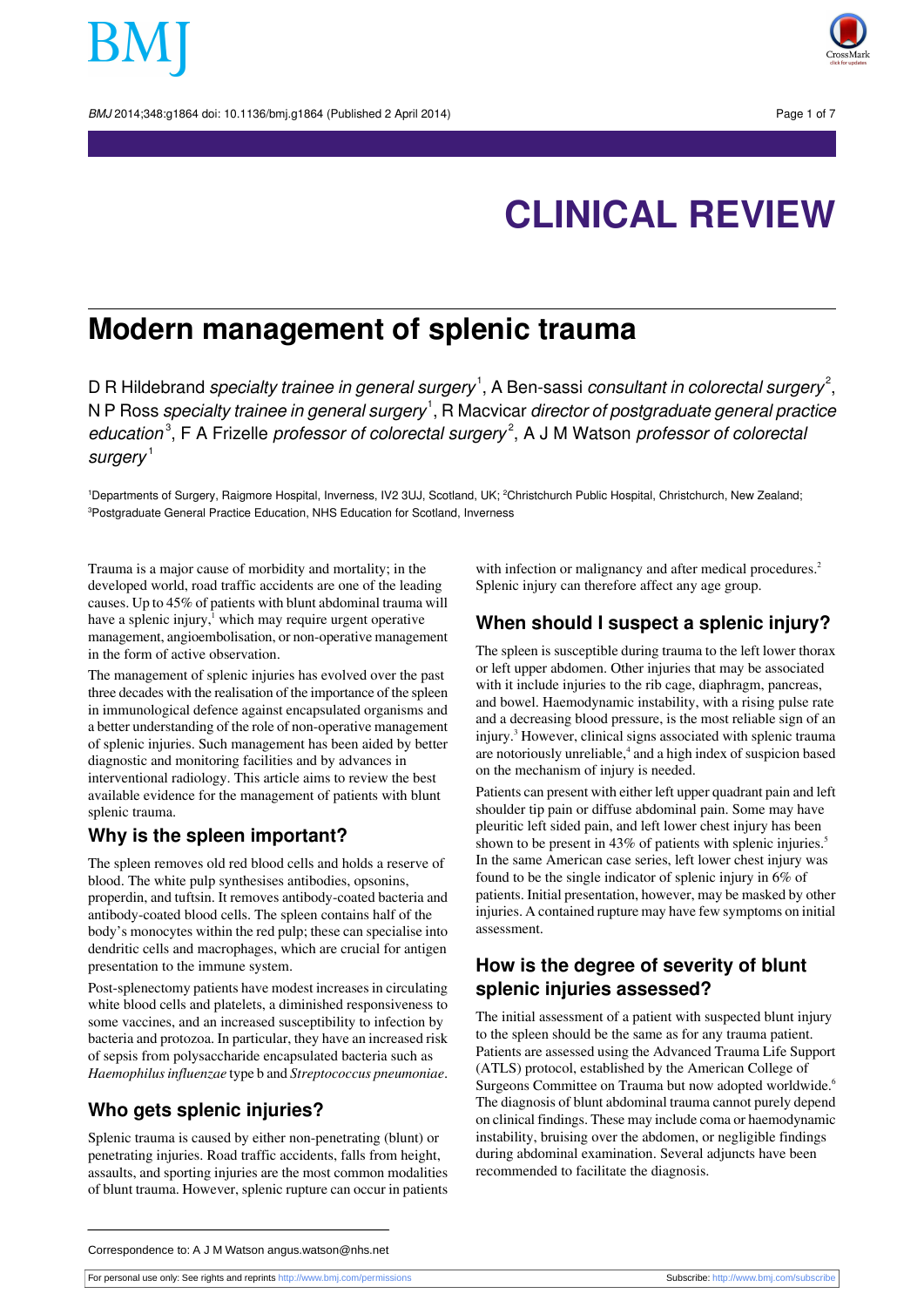# CLINICAL REVIEW

# Modern management of splenic trauma

D R Hildebrand *specialty trainee in general surgery*[1], A Ben-sassi *consultant in colorectal surgery*[2], N P Ross *specialty trainee in general surgery*[1], R Macvicar *director of postgraduate general practice education*[3], F A Frizelle *professor of colorectal surgery*[2], A J M Watson *professor of colorectal surgery*[1]

[1]Departments of Surgery, Raigmore Hospital, Inverness, IV2 3UJ, Scotland, UK; [2]Christchurch Public Hospital, Christchurch, New Zealand; [3]Postgraduate General Practice Education, NHS Education for Scotland, Inverness

Trauma is a major cause of morbidity and mortality; in the developed world, road traffic accidents are one of the leading causes. Up to 45% of patients with blunt abdominal trauma will have a splenic injury,[1] which may require urgent operative management, angioembolisation, or non-operative management in the form of active observation.

The management of splenic injuries has evolved over the past three decades with the realisation of the importance of the spleen in immunological defence against encapsulated organisms and a better understanding of the role of non-operative management of splenic injuries. Such management has been aided by better diagnostic and monitoring facilities and by advances in interventional radiology. This article aims to review the best available evidence for the management of patients with blunt splenic trauma.

## Why is the spleen important?

The spleen removes old red blood cells and holds a reserve of blood. The white pulp synthesises antibodies, opsonins, properdin, and tuftsin. It removes antibody-coated bacteria and antibody-coated blood cells. The spleen contains half of the body's monocytes within the red pulp; these can specialise into dendritic cells and macrophages, which are crucial for antigen presentation to the immune system.

Post-splenectomy patients have modest increases in circulating white blood cells and platelets, a diminished responsiveness to some vaccines, and an increased susceptibility to infection by bacteria and protozoa. In particular, they have an increased risk of sepsis from polysaccharide encapsulated bacteria such as *Haemophilus influenzae* type b and *Streptococcus pneumoniae*.

## Who gets splenic injuries?

Splenic trauma is caused by either non-penetrating (blunt) or penetrating injuries. Road traffic accidents, falls from height, assaults, and sporting injuries are the most common modalities of blunt trauma. However, splenic rupture can occur in patients with infection or malignancy and after medical procedures.[2] Splenic injury can therefore affect any age group.

## When should I suspect a splenic injury?

The spleen is susceptible during trauma to the left lower thorax or left upper abdomen. Other injuries that may be associated with it include injuries to the rib cage, diaphragm, pancreas, and bowel. Haemodynamic instability, with a rising pulse rate and a decreasing blood pressure, is the most reliable sign of an injury.[3] However, clinical signs associated with splenic trauma are notoriously unreliable,[4] and a high index of suspicion based on the mechanism of injury is needed.

Patients can present with either left upper quadrant pain and left shoulder tip pain or diffuse abdominal pain. Some may have pleuritic left sided pain, and left lower chest injury has been shown to be present in 43% of patients with splenic injuries.[5] In the same American case series, left lower chest injury was found to be the single indicator of splenic injury in 6% of patients. Initial presentation, however, may be masked by other injuries. A contained rupture may have few symptoms on initial assessment.

## How is the degree of severity of blunt splenic injuries assessed?

The initial assessment of a patient with suspected blunt injury to the spleen should be the same as for any trauma patient. Patients are assessed using the Advanced Trauma Life Support (ATLS) protocol, established by the American College of Surgeons Committee on Trauma but now adopted worldwide.[6] The diagnosis of blunt abdominal trauma cannot purely depend on clinical findings. These may include coma or haemodynamic instability, bruising over the abdomen, or negligible findings during abdominal examination. Several adjuncts have been recommended to facilitate the diagnosis.

Correspondence to: A J M Watson angus.watson@nhs.net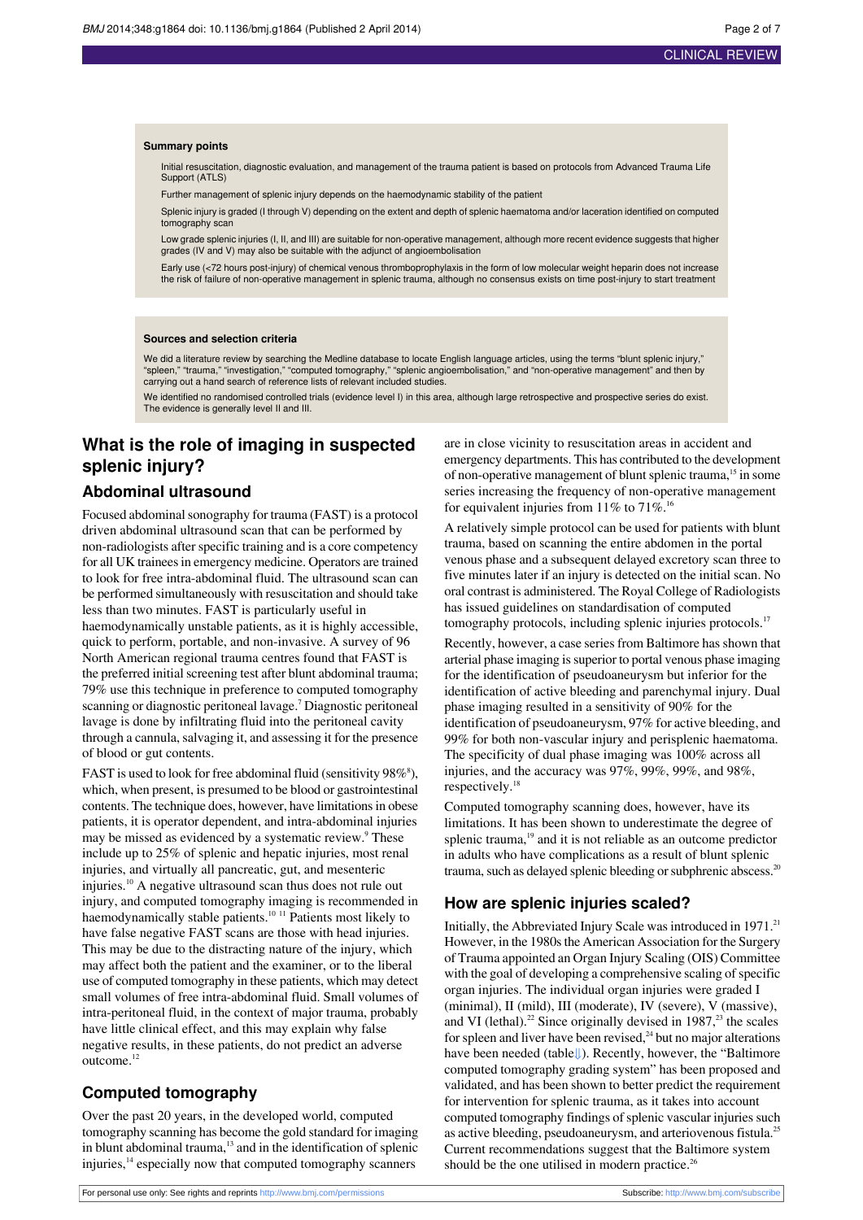**Summary points**

Initial resuscitation, diagnostic evaluation, and management of the trauma patient is based on protocols from Advanced Trauma Life Support (ATLS)

Further management of splenic injury depends on the haemodynamic stability of the patient

Splenic injury is graded (I through V) depending on the extent and depth of splenic haematoma and/or laceration identified on computed tomography scan

Low grade splenic injuries (I, II, and III) are suitable for non-operative management, although more recent evidence suggests that higher grades (IV and V) may also be suitable with the adjunct of angioembolisation

Early use (<72 hours post-injury) of chemical venous thromboprophylaxis in the form of low molecular weight heparin does not increase the risk of failure of non-operative management in splenic trauma, although no consensus exists on time post-injury to start treatment

**Sources and selection criteria**

We did a literature review by searching the Medline database to locate English language articles, using the terms "blunt splenic injury," "spleen," "trauma," "investigation," "computed tomography," "splenic angioembolisation," and "non-operative management" and then by carrying out a hand search of reference lists of relevant included studies.

We identified no randomised controlled trials (evidence level I) in this area, although large retrospective and prospective series do exist. The evidence is generally level II and III.

## What is the role of imaging in suspected splenic injury?

### Abdominal ultrasound

Focused abdominal sonography for trauma (FAST) is a protocol driven abdominal ultrasound scan that can be performed by non-radiologists after specific training and is a core competency for all UK trainees in emergency medicine. Operators are trained to look for free intra-abdominal fluid. The ultrasound scan can be performed simultaneously with resuscitation and should take less than two minutes. FAST is particularly useful in haemodynamically unstable patients, as it is highly accessible, quick to perform, portable, and non-invasive. A survey of 96 North American regional trauma centres found that FAST is the preferred initial screening test after blunt abdominal trauma; 79% use this technique in preference to computed tomography scanning or diagnostic peritoneal lavage.[7] Diagnostic peritoneal lavage is done by infiltrating fluid into the peritoneal cavity through a cannula, salvaging it, and assessing it for the presence of blood or gut contents.

FAST is used to look for free abdominal fluid (sensitivity 98%[8]), which, when present, is presumed to be blood or gastrointestinal contents. The technique does, however, have limitations in obese patients, it is operator dependent, and intra-abdominal injuries may be missed as evidenced by a systematic review.[9] These include up to 25% of splenic and hepatic injuries, most renal injuries, and virtually all pancreatic, gut, and mesenteric injuries.[10] A negative ultrasound scan thus does not rule out injury, and computed tomography imaging is recommended in haemodynamically stable patients.[10 11] Patients most likely to have false negative FAST scans are those with head injuries. This may be due to the distracting nature of the injury, which may affect both the patient and the examiner, or to the liberal use of computed tomography in these patients, which may detect small volumes of free intra-abdominal fluid. Small volumes of intra-peritoneal fluid, in the context of major trauma, probably have little clinical effect, and this may explain why false negative results, in these patients, do not predict an adverse outcome.[12]

### Computed tomography

Over the past 20 years, in the developed world, computed tomography scanning has become the gold standard for imaging in blunt abdominal trauma,[13] and in the identification of splenic injuries,[14] especially now that computed tomography scanners are in close vicinity to resuscitation areas in accident and emergency departments. This has contributed to the development of non-operative management of blunt splenic trauma,[15] in some series increasing the frequency of non-operative management for equivalent injuries from 11% to 71%.[16]

A relatively simple protocol can be used for patients with blunt trauma, based on scanning the entire abdomen in the portal venous phase and a subsequent delayed excretory scan three to five minutes later if an injury is detected on the initial scan. No oral contrast is administered. The Royal College of Radiologists has issued guidelines on standardisation of computed tomography protocols, including splenic injuries protocols.[17]

Recently, however, a case series from Baltimore has shown that arterial phase imaging is superior to portal venous phase imaging for the identification of pseudoaneurysm but inferior for the identification of active bleeding and parenchymal injury. Dual phase imaging resulted in a sensitivity of 90% for the identification of pseudoaneurysm, 97% for active bleeding, and 99% for both non-vascular injury and perisplenic haematoma. The specificity of dual phase imaging was 100% across all injuries, and the accuracy was 97%, 99%, 99%, and 98%, respectively.[18]

Computed tomography scanning does, however, have its limitations. It has been shown to underestimate the degree of splenic trauma,[19] and it is not reliable as an outcome predictor in adults who have complications as a result of blunt splenic trauma, such as delayed splenic bleeding or subphrenic abscess.[20]

## How are splenic injuries scaled?

Initially, the Abbreviated Injury Scale was introduced in 1971.[21] However, in the 1980s the American Association for the Surgery of Trauma appointed an Organ Injury Scaling (OIS) Committee with the goal of developing a comprehensive scaling of specific organ injuries. The individual organ injuries were graded I (minimal), II (mild), III (moderate), IV (severe), V (massive), and VI (lethal).[22] Since originally devised in 1987,[23] the scales for spleen and liver have been revised,[24] but no major alterations have been needed (table). Recently, however, the "Baltimore computed tomography grading system" has been proposed and validated, and has been shown to better predict the requirement for intervention for splenic trauma, as it takes into account computed tomography findings of splenic vascular injuries such as active bleeding, pseudoaneurysm, and arteriovenous fistula.[25] Current recommendations suggest that the Baltimore system should be the one utilised in modern practice.[26]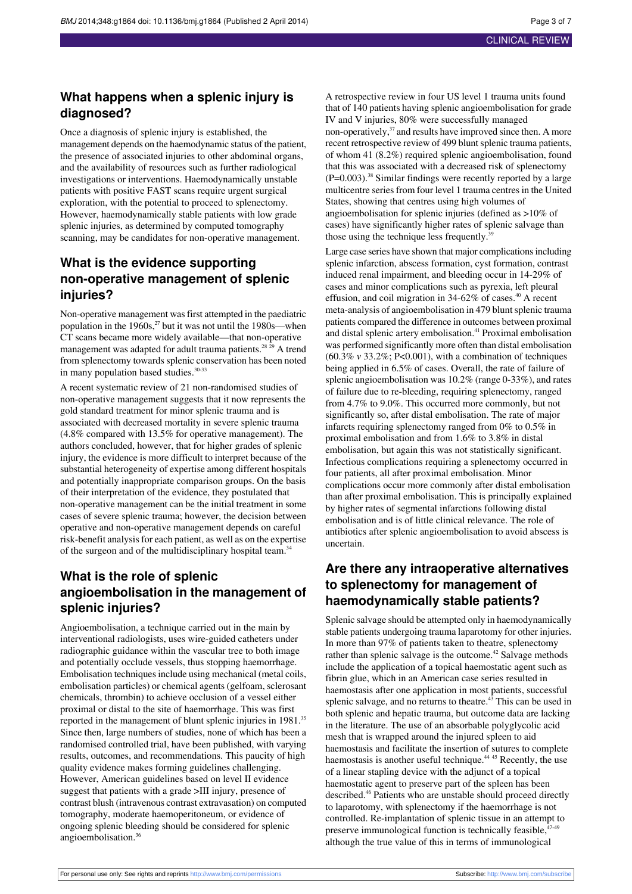## What happens when a splenic injury is diagnosed?

Once a diagnosis of splenic injury is established, the management depends on the haemodynamic status of the patient, the presence of associated injuries to other abdominal organs, and the availability of resources such as further radiological investigations or interventions. Haemodynamically unstable patients with positive FAST scans require urgent surgical exploration, with the potential to proceed to splenectomy. However, haemodynamically stable patients with low grade splenic injuries, as determined by computed tomography scanning, may be candidates for non-operative management.

## What is the evidence supporting non-operative management of splenic injuries?

Non-operative management was first attempted in the paediatric population in the 1960s,[27] but it was not until the 1980s—when CT scans became more widely available—that non-operative management was adapted for adult trauma patients.[28 29] A trend from splenectomy towards splenic conservation has been noted in many population based studies.[30-33]

A recent systematic review of 21 non-randomised studies of non-operative management suggests that it now represents the gold standard treatment for minor splenic trauma and is associated with decreased mortality in severe splenic trauma (4.8% compared with 13.5% for operative management). The authors concluded, however, that for higher grades of splenic injury, the evidence is more difficult to interpret because of the substantial heterogeneity of expertise among different hospitals and potentially inappropriate comparison groups. On the basis of their interpretation of the evidence, they postulated that non-operative management can be the initial treatment in some cases of severe splenic trauma; however, the decision between operative and non-operative management depends on careful risk-benefit analysis for each patient, as well as on the expertise of the surgeon and of the multidisciplinary hospital team.[34]

## What is the role of splenic angioembolisation in the management of splenic injuries?

Angioembolisation, a technique carried out in the main by interventional radiologists, uses wire-guided catheters under radiographic guidance within the vascular tree to both image and potentially occlude vessels, thus stopping haemorrhage. Embolisation techniques include using mechanical (metal coils, embolisation particles) or chemical agents (gelfoam, sclerosant chemicals, thrombin) to achieve occlusion of a vessel either proximal or distal to the site of haemorrhage. This was first reported in the management of blunt splenic injuries in 1981.[35] Since then, large numbers of studies, none of which has been a randomised controlled trial, have been published, with varying results, outcomes, and recommendations. This paucity of high quality evidence makes forming guidelines challenging. However, American guidelines based on level II evidence suggest that patients with a grade >III injury, presence of contrast blush (intravenous contrast extravasation) on computed tomography, moderate haemoperitoneum, or evidence of ongoing splenic bleeding should be considered for splenic angioembolisation.[36]

A retrospective review in four US level 1 trauma units found that of 140 patients having splenic angioembolisation for grade IV and V injuries, 80% were successfully managed non-operatively,[37] and results have improved since then. A more recent retrospective review of 499 blunt splenic trauma patients, of whom 41 (8.2%) required splenic angioembolisation, found that this was associated with a decreased risk of splenectomy (P=0.003).[38] Similar findings were recently reported by a large multicentre series from four level 1 trauma centres in the United States, showing that centres using high volumes of angioembolisation for splenic injuries (defined as >10% of cases) have significantly higher rates of splenic salvage than those using the technique less frequently.[39]

Large case series have shown that major complications including splenic infarction, abscess formation, cyst formation, contrast induced renal impairment, and bleeding occur in 14-29% of cases and minor complications such as pyrexia, left pleural effusion, and coil migration in 34-62% of cases.[40] A recent meta-analysis of angioembolisation in 479 blunt splenic trauma patients compared the difference in outcomes between proximal and distal splenic artery embolisation.[41] Proximal embolisation was performed significantly more often than distal embolisation (60.3% *v* 33.2%; P<0.001), with a combination of techniques being applied in 6.5% of cases. Overall, the rate of failure of splenic angioembolisation was 10.2% (range 0-33%), and rates of failure due to re-bleeding, requiring splenectomy, ranged from 4.7% to 9.0%. This occurred more commonly, but not significantly so, after distal embolisation. The rate of major infarcts requiring splenectomy ranged from 0% to 0.5% in proximal embolisation and from 1.6% to 3.8% in distal embolisation, but again this was not statistically significant. Infectious complications requiring a splenectomy occurred in four patients, all after proximal embolisation. Minor complications occur more commonly after distal embolisation than after proximal embolisation. This is principally explained by higher rates of segmental infarctions following distal embolisation and is of little clinical relevance. The role of antibiotics after splenic angioembolisation to avoid abscess is uncertain.

## Are there any intraoperative alternatives to splenectomy for management of haemodynamically stable patients?

Splenic salvage should be attempted only in haemodynamically stable patients undergoing trauma laparotomy for other injuries. In more than 97% of patients taken to theatre, splenectomy rather than splenic salvage is the outcome.[42] Salvage methods include the application of a topical haemostatic agent such as fibrin glue, which in an American case series resulted in haemostasis after one application in most patients, successful splenic salvage, and no returns to theatre.[43] This can be used in both splenic and hepatic trauma, but outcome data are lacking in the literature. The use of an absorbable polyglycolic acid mesh that is wrapped around the injured spleen to aid haemostasis and facilitate the insertion of sutures to complete haemostasis is another useful technique.[44 45] Recently, the use of a linear stapling device with the adjunct of a topical haemostatic agent to preserve part of the spleen has been described.[46] Patients who are unstable should proceed directly to laparotomy, with splenectomy if the haemorrhage is not controlled. Re-implantation of splenic tissue in an attempt to preserve immunological function is technically feasible,[47-49] although the true value of this in terms of immunological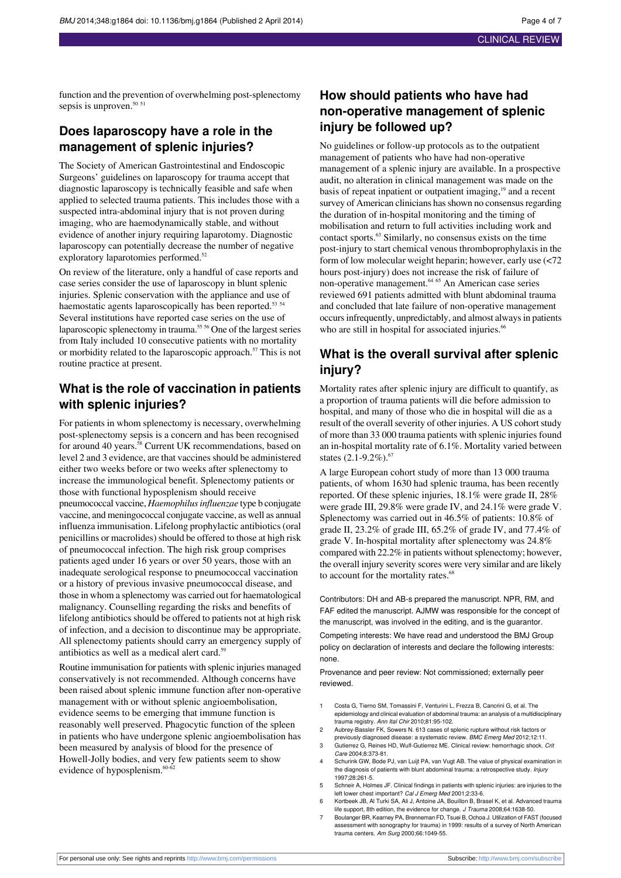function and the prevention of overwhelming post-splenectomy sepsis is unproven.[50,51]

## Does laparoscopy have a role in the management of splenic injuries?

The Society of American Gastrointestinal and Endoscopic Surgeons' guidelines on laparoscopy for trauma accept that diagnostic laparoscopy is technically feasible and safe when applied to selected trauma patients. This includes those with a suspected intra-abdominal injury that is not proven during imaging, who are haemodynamically stable, and without evidence of another injury requiring laparotomy. Diagnostic laparoscopy can potentially decrease the number of negative exploratory laparotomies performed.[52]

On review of the literature, only a handful of case reports and case series consider the use of laparoscopy in blunt splenic injuries. Splenic conservation with the appliance and use of haemostatic agents laparoscopically has been reported.[53,54] Several institutions have reported case series on the use of laparoscopic splenectomy in trauma.[55,56] One of the largest series from Italy included 10 consecutive patients with no mortality or morbidity related to the laparoscopic approach.[57] This is not routine practice at present.

## What is the role of vaccination in patients with splenic injuries?

For patients in whom splenectomy is necessary, overwhelming post-splenectomy sepsis is a concern and has been recognised for around 40 years.[58] Current UK recommendations, based on level 2 and 3 evidence, are that vaccines should be administered either two weeks before or two weeks after splenectomy to increase the immunological benefit. Splenectomy patients or those with functional hyposplenism should receive pneumococcal vaccine, *Haemophilus influenzae* type b conjugate vaccine, and meningococcal conjugate vaccine, as well as annual influenza immunisation. Lifelong prophylactic antibiotics (oral penicillins or macrolides) should be offered to those at high risk of pneumococcal infection. The high risk group comprises patients aged under 16 years or over 50 years, those with an inadequate serological response to pneumococcal vaccination or a history of previous invasive pneumococcal disease, and those in whom a splenectomy was carried out for haematological malignancy. Counselling regarding the risks and benefits of lifelong antibiotics should be offered to patients not at high risk of infection, and a decision to discontinue may be appropriate. All splenectomy patients should carry an emergency supply of antibiotics as well as a medical alert card.[59]

Routine immunisation for patients with splenic injuries managed conservatively is not recommended. Although concerns have been raised about splenic immune function after non-operative management with or without splenic angioembolisation, evidence seems to be emerging that immune function is reasonably well preserved. Phagocytic function of the spleen in patients who have undergone splenic angioembolisation has been measured by analysis of blood for the presence of Howell-Jolly bodies, and very few patients seem to show evidence of hyposplenism.[60-62]

## How should patients who have had non-operative management of splenic injury be followed up?

No guidelines or follow-up protocols as to the outpatient management of patients who have had non-operative management of a splenic injury are available. In a prospective audit, no alteration in clinical management was made on the basis of repeat inpatient or outpatient imaging,[19] and a recent survey of American clinicians has shown no consensus regarding the duration of in-hospital monitoring and the timing of mobilisation and return to full activities including work and contact sports.[63] Similarly, no consensus exists on the time post-injury to start chemical venous thromboprophylaxis in the form of low molecular weight heparin; however, early use (<72 hours post-injury) does not increase the risk of failure of non-operative management.[64,65] An American case series reviewed 691 patients admitted with blunt abdominal trauma and concluded that late failure of non-operative management occurs infrequently, unpredictably, and almost always in patients who are still in hospital for associated injuries.[66]

## What is the overall survival after splenic injury?

Mortality rates after splenic injury are difficult to quantify, as a proportion of trauma patients will die before admission to hospital, and many of those who die in hospital will die as a result of the overall severity of other injuries. A US cohort study of more than 33 000 trauma patients with splenic injuries found an in-hospital mortality rate of 6.1%. Mortality varied between states (2.1-9.2%).[67]

A large European cohort study of more than 13 000 trauma patients, of whom 1630 had splenic trauma, has been recently reported. Of these splenic injuries, 18.1% were grade II, 28% were grade III, 29.8% were grade IV, and 24.1% were grade V. Splenectomy was carried out in 46.5% of patients: 10.8% of grade II, 23.2% of grade III, 65.2% of grade IV, and 77.4% of grade V. In-hospital mortality after splenectomy was 24.8% compared with 22.2% in patients without splenectomy; however, the overall injury severity scores were very similar and are likely to account for the mortality rates.[68]

Contributors: DH and AB-s prepared the manuscript. NPR, RM, and FAF edited the manuscript. AJMW was responsible for the concept of the manuscript, was involved in the editing, and is the guarantor.

Competing interests: We have read and understood the BMJ Group policy on declaration of interests and declare the following interests: none.

Provenance and peer review: Not commissioned; externally peer reviewed.

1. Costa G, Tierno SM, Tomassini F, Venturini L, Frezza B, Cancrini G, et al. The epidemiology and clinical evaluation of abdominal trauma: an analysis of a multidisciplinary trauma registry. *Ann Ital Chir* 2010;81:95-102.
2. Aubrey-Bassler FK, Sowers N. 613 cases of splenic rupture without risk factors or previously diagnosed disease: a systematic review. *BMC Emerg Med* 2012;12:11.
3. Gutierrez G, Reines HD, Wulf-Gutierrez ME. Clinical review: hemorrhagic shock. *Crit Care* 2004;8:373-81.
4. Schurink GW, Bode PJ, van Luijt PA, van Vugt AB. The value of physical examination in the diagnosis of patients with blunt abdominal trauma: a retrospective study. *Injury* 1997;28:261-5.
5. Schneir A, Holmes JF. Clinical findings in patients with splenic injuries: are injuries to the left lower chest important? *Cal J Emerg Med* 2001;2:33-6.
6. Kortbeek JB, Al Turki SA, Ali J, Antoine JA, Bouillon B, Brasel K, et al. Advanced trauma life support, 8th edition, the evidence for change. *J Trauma* 2008;64:1638-50.
7. Boulanger BR, Kearney PA, Brenneman FD, Tsuei B, Ochoa J. Utilization of FAST (focused assessment with sonography for trauma) in 1999: results of a survey of North American trauma centers. *Am Surg* 2000;66:1049-55.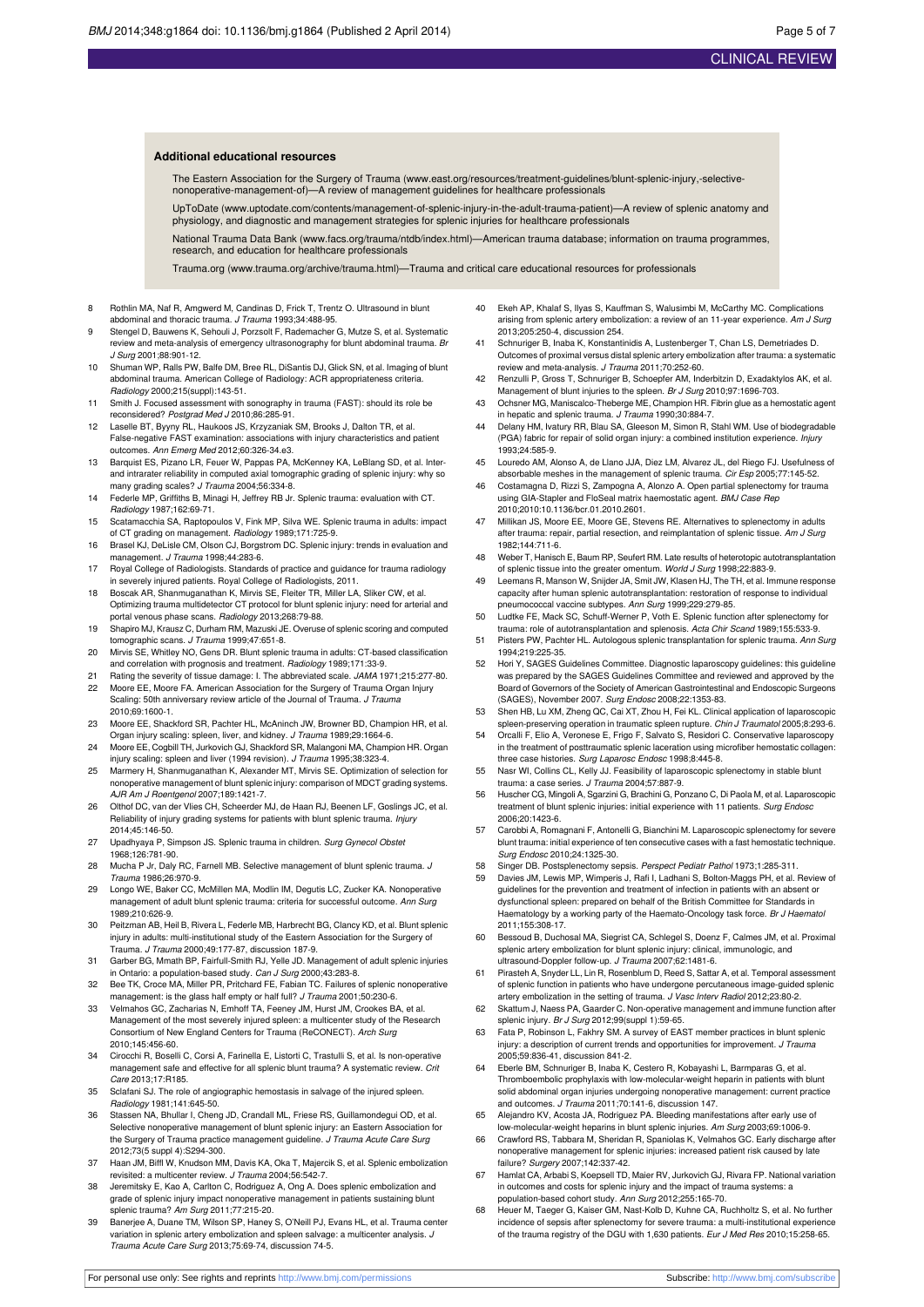**Additional educational resources**

The Eastern Association for the Surgery of Trauma (www.east.org/resources/treatment-guidelines/blunt-splenic-injury,-selective-nonoperative-management-of)—A review of management guidelines for healthcare professionals

UpToDate (www.uptodate.com/contents/management-of-splenic-injury-in-the-adult-trauma-patient)—A review of splenic anatomy and physiology, and diagnostic and management strategies for splenic injuries for healthcare professionals

National Trauma Data Bank (www.facs.org/trauma/ntdb/index.html)—American trauma database; information on trauma programmes, research, and education for healthcare professionals

Trauma.org (www.trauma.org/archive/trauma.html)—Trauma and critical care educational resources for professionals

8. Rothlin MA, Naf R, Amgwerd M, Candinas D, Frick T, Trentz O. Ultrasound in blunt abdominal and thoracic trauma. *J Trauma* 1993;34:488-95.
9. Stengel D, Bauwens K, Sehouli J, Porzsolt F, Rademacher G, Mutze S, et al. Systematic review and meta-analysis of emergency ultrasonography for blunt abdominal trauma. *Br J Surg* 2001;88:901-12.
10. Shuman WP, Ralls PW, Balfe DM, Bree RL, DiSantis DJ, Glick SN, et al. Imaging of blunt abdominal trauma. American College of Radiology: ACR appropriateness criteria. *Radiology* 2000;215(suppl):143-51.
11. Smith J. Focused assessment with sonography in trauma (FAST): should its role be reconsidered? *Postgrad Med J* 2010;86:285-91.
12. Laselle BT, Byyny RL, Haukoos JS, Krzyzaniak SM, Brooks J, Dalton TR, et al. False-negative FAST examination: associations with injury characteristics and patient outcomes. *Ann Emerg Med* 2012;60:326-34.e3.
13. Barquist ES, Pizano LR, Feuer W, Pappas PA, McKenney KA, LeBlang SD, et al. Inter- and intrarater reliability in computed axial tomographic grading of splenic injury: why so many grading scales? *J Trauma* 2004;56:334-8.
14. Federle MP, Griffiths B, Minagi H, Jeffrey RB Jr. Splenic trauma: evaluation with CT. *Radiology* 1987;162:69-71.
15. Scatamacchia SA, Raptopoulos V, Fink MP, Silva WE. Splenic trauma in adults: impact of CT grading on management. *Radiology* 1989;171:725-9.
16. Brasel KJ, DeLisle CM, Olson CJ, Borgstrom DC. Splenic injury: trends in evaluation and management. *J Trauma* 1998;44:283-6.
17. Royal College of Radiologists. Standards of practice and guidance for trauma radiology in severely injured patients. Royal College of Radiologists, 2011.
18. Boscak AR, Shanmuganathan K, Mirvis SE, Fleiter TR, Miller LA, Sliker CW, et al. Optimizing trauma multidetector CT protocol for blunt splenic injury: need for arterial and portal venous phase scans. *Radiology* 2013;268:79-88.
19. Shapiro MJ, Krausz C, Durham RM, Mazuski JE. Overuse of splenic scoring and computed tomographic scans. *J Trauma* 1999;47:651-8.
20. Mirvis SE, Whitley NO, Gens DR. Blunt splenic trauma in adults: CT-based classification and correlation with prognosis and treatment. *Radiology* 1989;171:33-9.
21. Rating the severity of tissue damage: I. The abbreviated scale. *JAMA* 1971;215:277-80.
22. Moore EE, Moore FA. American Association for the Surgery of Trauma Organ Injury Scaling: 50th anniversary review article of the Journal of Trauma. *J Trauma* 2010;69:1600-1.
23. Moore EE, Shackford SR, Pachter HL, McAninch JW, Browner BD, Champion HR, et al. Organ injury scaling: spleen, liver, and kidney. *J Trauma* 1989;29:1664-6.
24. Moore EE, Cogbill TH, Jurkovich GJ, Shackford SR, Malangoni MA, Champion HR. Organ injury scaling: spleen and liver (1994 revision). *J Trauma* 1995;38:323-4.
25. Marmery H, Shanmuganathan K, Alexander MT, Mirvis SE. Optimization of selection for nonoperative management of blunt splenic injury: comparison of MDCT grading systems. *AJR Am J Roentgenol* 2007;189:1421-7.
26. Olthof DC, van der Vlies CH, Scheerder MJ, de Haan RJ, Beenen LF, Goslings JC, et al. Reliability of injury grading systems for patients with blunt splenic trauma. *Injury* 2014;45:146-50.
27. Upadhyaya P, Simpson JS. Splenic trauma in children. *Surg Gynecol Obstet* 1968;126:781-90.
28. Mucha P Jr, Daly RC, Farnell MB. Selective management of blunt splenic trauma. *J Trauma* 1986;26:970-9.
29. Longo WE, Baker CC, McMillen MA, Modlin IM, Degutis LC, Zucker KA. Nonoperative management of adult blunt splenic trauma: criteria for successful outcome. *Ann Surg* 1989;210:626-9.
30. Peitzman AB, Heil B, Rivera L, Federle MB, Harbrecht BG, Clancy KD, et al. Blunt splenic injury in adults: multi-institutional study of the Eastern Association for the Surgery of Trauma. *J Trauma* 2000;49:177-87, discussion 187-9.
31. Garber BG, Mmath BP, Fairfull-Smith RJ, Yelle JD. Management of adult splenic injuries in Ontario: a population-based study. *Can J Surg* 2000;43:283-8.
32. Bee TK, Croce MA, Miller PR, Pritchard FE, Fabian TC. Failures of splenic nonoperative management: is the glass half empty or half full? *J Trauma* 2001;50:230-6.
33. Velmahos GC, Zacharias N, Emhoff TA, Feeney JM, Hurst JM, Crookes BA, et al. Management of the most severely injured spleen: a multicenter study of the Research Consortium of New England Centers for Trauma (ReCONECT). *Arch Surg* 2010;145:456-60.
34. Cirocchi R, Boselli C, Corsi A, Farinella E, Listorti C, Trastulli S, et al. Is non-operative management safe and effective for all splenic blunt trauma? A systematic review. *Crit Care* 2013;17:R185.
35. Sclafani SJ. The role of angiographic hemostasis in salvage of the injured spleen. *Radiology* 1981;141:645-50.
36. Stassen NA, Bhullar I, Cheng JD, Crandall ML, Friese RS, Guillamondegui OD, et al. Selective nonoperative management of blunt splenic injury: an Eastern Association for the Surgery of Trauma practice management guideline. *J Trauma Acute Care Surg* 2012;73(5 suppl 4):S294-300.
37. Haan JM, Biffl W, Knudson MM, Davis KA, Oka T, Majercik S, et al. Splenic embolization revisited: a multicenter review. *J Trauma* 2004;56:542-7.
38. Jeremitsky E, Kao A, Carlton C, Rodriguez A, Ong A. Does splenic embolization and grade of splenic injury impact nonoperative management in patients sustaining blunt splenic trauma? *Am Surg* 2011;77:215-20.
39. Banerjee A, Duane TM, Wilson SP, Haney S, O'Neill PJ, Evans HL, et al. Trauma center variation in splenic artery embolization and spleen salvage: a multicenter analysis. *J Trauma Acute Care Surg* 2013;75:69-74, discussion 74-5.
40. Ekeh AP, Khalaf S, Ilyas S, Kauffman S, Walusimbi M, McCarthy MC. Complications arising from splenic artery embolization: a review of an 11-year experience. *Am J Surg* 2013;205:250-4, discussion 254.
41. Schnuriger B, Inaba K, Konstantinidis A, Lustenberger T, Chan LS, Demetriades D. Outcomes of proximal versus distal splenic artery embolization after trauma: a systematic review and meta-analysis. *J Trauma* 2011;70:252-60.
42. Renzulli P, Gross T, Schnuriger B, Schoepfer AM, Inderbitzin D, Exadaktylos AK, et al. Management of blunt injuries to the spleen. *Br J Surg* 2010;97:1696-703.
43. Ochsner MG, Maniscalco-Theberge ME, Champion HR. Fibrin glue as a hemostatic agent in hepatic and splenic trauma. *J Trauma* 1990;30:884-7.
44. Delany HM, Ivatury RR, Blau SA, Gleeson M, Simon R, Stahl WM. Use of biodegradable (PGA) fabric for repair of solid organ injury: a combined institution experience. *Injury* 1993;24:585-9.
45. Louredo AM, Alonso A, de Llano JJA, Diez LM, Alvarez JL, del Riego FJ. Usefulness of absorbable meshes in the management of splenic trauma. *Cir Esp* 2005;77:145-52.
46. Costamagna D, Rizzi S, Zampogna A, Alonzo A. Open partial splenectomy for trauma using GIA-Stapler and FloSeal matrix haemostatic agent. *BMJ Case Rep* 2010;2010:10.1136/bcr.01.2010.2601.
47. Millikan JS, Moore EE, Moore GE, Stevens RE. Alternatives to splenectomy in adults after trauma: repair, partial resection, and reimplantation of splenic tissue. *Am J Surg* 1982;144:711-6.
48. Weber T, Hanisch E, Baum RP, Seufert RM. Late results of heterotopic autotransplantation of splenic tissue into the greater omentum. *World J Surg* 1998;22:883-9.
49. Leemans R, Manson W, Snijder JA, Smit JW, Klasen HJ, The TH, et al. Immune response capacity after human splenic autotransplantation: restoration of response to individual pneumococcal vaccine subtypes. *Ann Surg* 1999;229:279-85.
50. Ludtke FE, Mack SC, Schuff-Werner P, Voth E. Splenic function after splenectomy for trauma: role of autotransplantation and splenosis. *Acta Chir Scand* 1989;155:533-9.
51. Pisters PW, Pachter HL. Autologous splenic transplantation for splenic trauma. *Ann Surg* 1994;219:225-35.
52. Hori Y, SAGES Guidelines Committee. Diagnostic laparoscopy guidelines: this guideline was prepared by the SAGES Guidelines Committee and reviewed and approved by the Board of Governors of the Society of American Gastrointestinal and Endoscopic Surgeons (SAGES), November 2007. *Surg Endosc* 2008;22:1353-83.
53. Shen HB, Lu XM, Zheng QC, Cai XT, Zhou H, Fei KL. Clinical application of laparoscopic spleen-preserving operation in traumatic spleen rupture. *Chin J Traumatol* 2005;8:293-6.
54. Orcalli F, Elio A, Veronese E, Frigo F, Salvato S, Residori C. Conservative laparoscopy in the treatment of posttraumatic splenic laceration using microfiber hemostatic collagen: three case histories. *Surg Laparosc Endosc* 1998;8:445-8.
55. Nasr WI, Collins CL, Kelly JJ. Feasibility of laparoscopic splenectomy in stable blunt trauma: a case series. *J Trauma* 2004;57:887-9.
56. Huscher CG, Mingoli A, Sgarzini G, Brachini G, Ponzano C, Di Paola M, et al. Laparoscopic treatment of blunt splenic injuries: initial experience with 11 patients. *Surg Endosc* 2006;20:1423-6.
57. Carobbi A, Romagnani F, Antonelli G, Bianchini M. Laparoscopic splenectomy for severe blunt trauma: initial experience of ten consecutive cases with a fast hemostatic technique. *Surg Endosc* 2010;24:1325-30.
58. Singer DB. Postsplenectomy sepsis. *Perspect Pediatr Pathol* 1973;1:285-311.
59. Davies JM, Lewis MP, Wimperis J, Rafi I, Ladhani S, Bolton-Maggs PH, et al. Review of guidelines for the prevention and treatment of infection in patients with an absent or dysfunctional spleen: prepared on behalf of the British Committee for Standards in Haematology by a working party of the Haemato-Oncology task force. *Br J Haematol* 2011;155:308-17.
60. Bessoud B, Duchosal MA, Siegrist CA, Schlegel S, Doenz F, Calmes JM, et al. Proximal splenic artery embolization for blunt splenic injury: clinical, immunologic, and ultrasound-Doppler follow-up. *J Trauma* 2007;62:1481-6.
61. Pirasteh A, Snyder LL, Lin R, Rosenblum D, Reed S, Sattar A, et al. Temporal assessment of splenic function in patients who have undergone percutaneous image-guided splenic artery embolization in the setting of trauma. *J Vasc Interv Radiol* 2012;23:80-2.
62. Skattum J, Naess PA, Gaarder C. Non-operative management and immune function after splenic injury. *Br J Surg* 2012;99(suppl 1):59-65.
63. Fata P, Robinson L, Fakhry SM. A survey of EAST member practices in blunt splenic injury: a description of current trends and opportunities for improvement. *J Trauma* 2005;59:836-41, discussion 841-2.
64. Eberle BM, Schnuriger B, Inaba K, Cestero R, Kobayashi L, Barmparas G, et al. Thromboembolic prophylaxis with low-molecular-weight heparin in patients with blunt solid abdominal organ injuries undergoing nonoperative management: current practice and outcomes. *J Trauma* 2011;70:141-6, discussion 147.
65. Alejandro KV, Acosta JA, Rodriguez PA. Bleeding manifestations after early use of low-molecular-weight heparins in blunt splenic injuries. *Am Surg* 2003;69:1006-9.
66. Crawford RS, Tabbara M, Sheridan R, Spaniolas K, Velmahos GC. Early discharge after nonoperative management for splenic injuries: increased patient risk caused by late failure? *Surgery* 2007;142:337-42.
67. Hamlat CA, Arbabi S, Koepsell TD, Maier RV, Jurkovich GJ, Rivara FP. National variation in outcomes and costs for splenic injury and the impact of trauma systems: a population-based cohort study. *Ann Surg* 2012;255:165-70.
68. Heuer M, Taeger G, Kaiser GM, Nast-Kolb D, Kuhne CA, Ruchholtz S, et al. No further incidence of sepsis after splenectomy for severe trauma: a multi-institutional experience of the trauma registry of the DGU with 1,630 patients. *Eur J Med Res* 2010;15:258-65.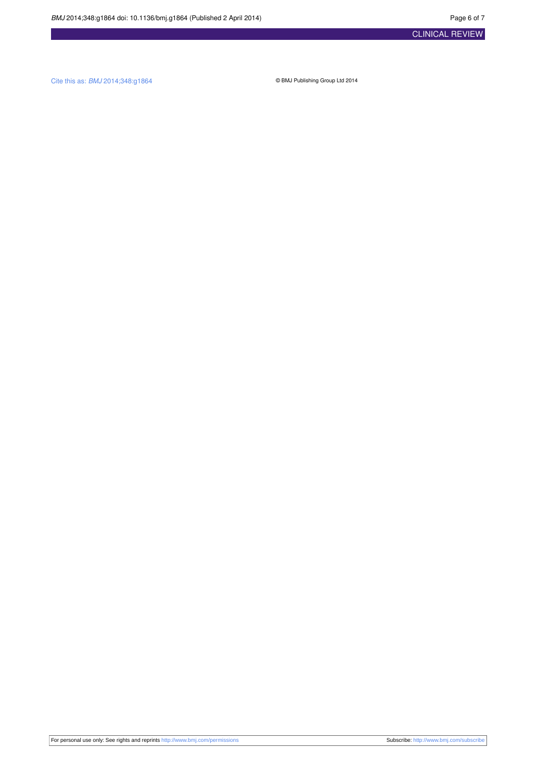Cite this as: *BMJ* 2014;348:g1864

© BMJ Publishing Group Ltd 2014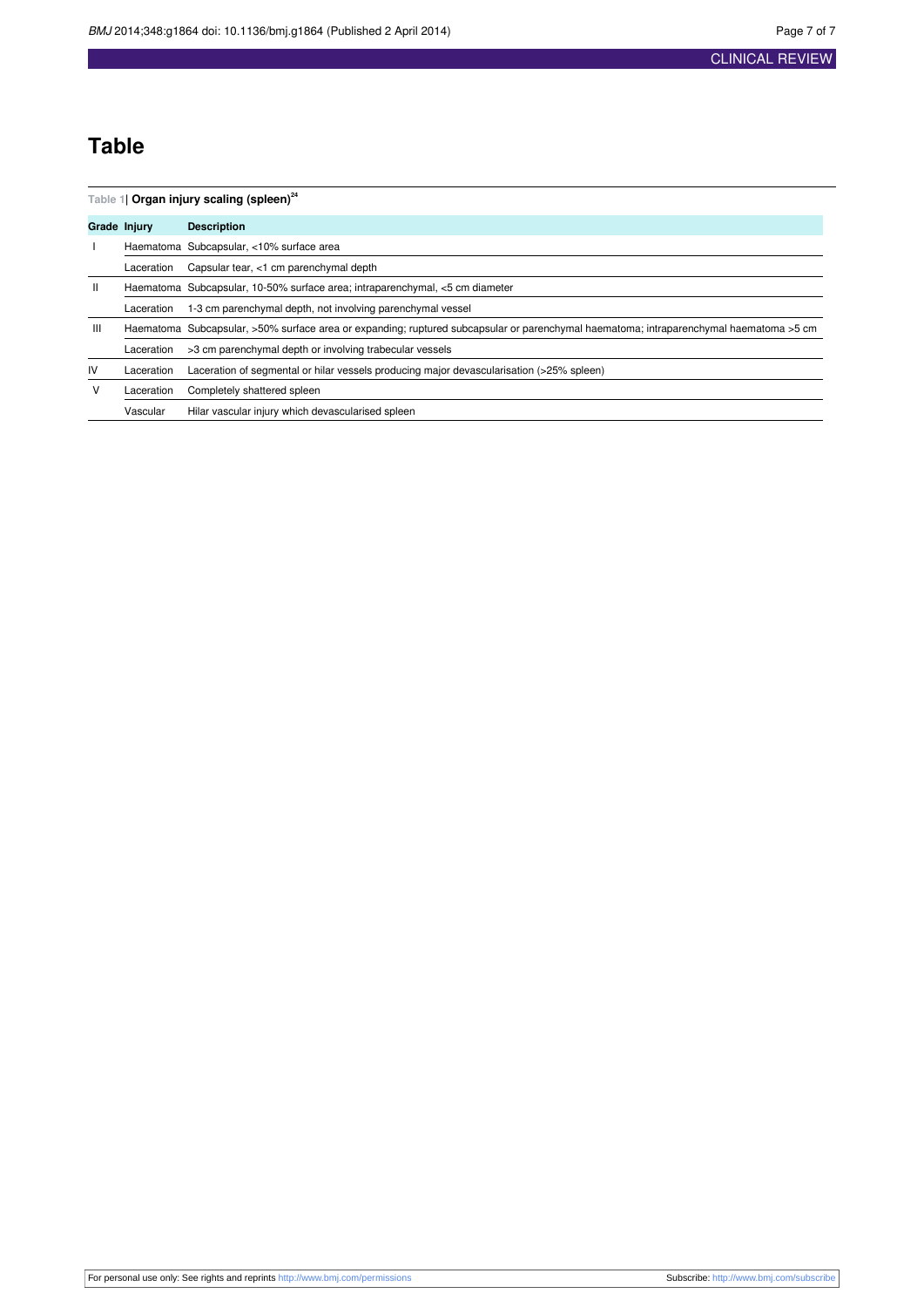# Table

Table 1| **Organ injury scaling (spleen)**[24]

| Grade | Injury | Description |
|---|---|---|
| I | Haematoma | Subcapsular, <10% surface area |
| | Laceration | Capsular tear, <1 cm parenchymal depth |
| II | Haematoma | Subcapsular, 10-50% surface area; intraparenchymal, <5 cm diameter |
| | Laceration | 1-3 cm parenchymal depth, not involving parenchymal vessel |
| III | Haematoma | Subcapsular, >50% surface area or expanding; ruptured subcapsular or parenchymal haematoma; intraparenchymal haematoma >5 cm |
| | Laceration | >3 cm parenchymal depth or involving trabecular vessels |
| IV | Laceration | Laceration of segmental or hilar vessels producing major devascularisation (>25% spleen) |
| V | Laceration | Completely shattered spleen |
| | Vascular | Hilar vascular injury which devascularised spleen |